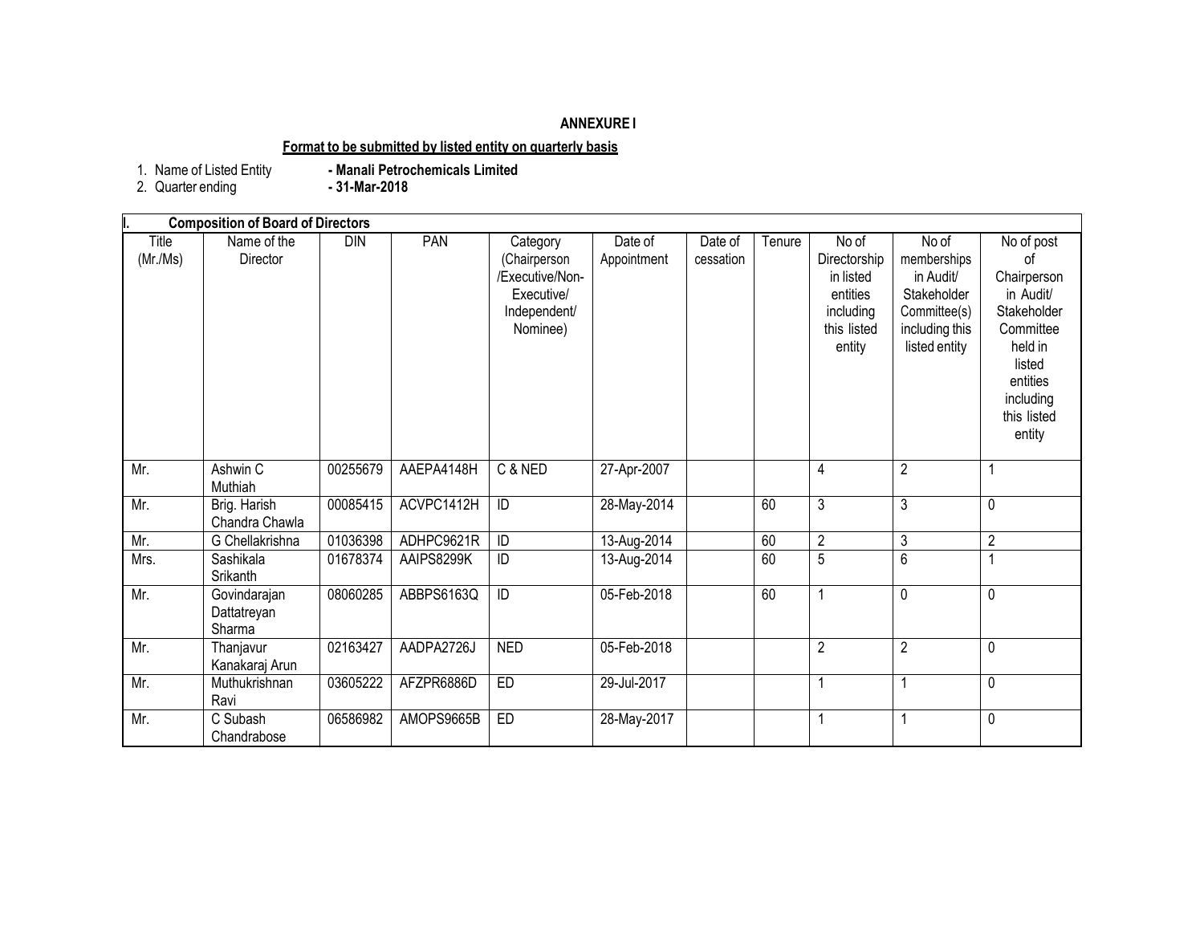**ANNEXURE I**

**Format to be submitted by listed entity on quarterly basis**

1. Name of Listed Entity **- Manali Petrochemicals Limited**
2. Quarter ending **- 31-Mar-2018**

| **I. Composition of Board of Directors** | | | | | | | | | | |
|---|---|---|---|---|---|---|---|---|---|---|
| Title (Mr./Ms) | Name of the Director | DIN | PAN | Category (Chairperson /Executive/Non-Executive/ Independent/ Nominee) | Date of Appointment | Date of cessation | Tenure | No of Directorship in listed entities including this listed entity | No of memberships in Audit/ Stakeholder Committee(s) including this listed entity | No of post of Chairperson in Audit/ Stakeholder Committee held in listed entities including this listed entity |
| Mr. | Ashwin C Muthiah | 00255679 | AAEPA4148H | C & NED | 27-Apr-2007 | | | 4 | 2 | 1 |
| Mr. | Brig. Harish Chandra Chawla | 00085415 | ACVPC1412H | ID | 28-May-2014 | | 60 | 3 | 3 | 0 |
| Mr. | G Chellakrishna | 01036398 | ADHPC9621R | ID | 13-Aug-2014 | | 60 | 2 | 3 | 2 |
| Mrs. | Sashikala Srikanth | 01678374 | AAIPS8299K | ID | 13-Aug-2014 | | 60 | 5 | 6 | 1 |
| Mr. | Govindarajan Dattatreyan Sharma | 08060285 | ABBPS6163Q | ID | 05-Feb-2018 | | 60 | 1 | 0 | 0 |
| Mr. | Thanjavur Kanakaraj Arun | 02163427 | AADPA2726J | NED | 05-Feb-2018 | | | 2 | 2 | 0 |
| Mr. | Muthukrishnan Ravi | 03605222 | AFZPR6886D | ED | 29-Jul-2017 | | | 1 | 1 | 0 |
| Mr. | C Subash Chandrabose | 06586982 | AMOPS9665B | ED | 28-May-2017 | | | 1 | 1 | 0 |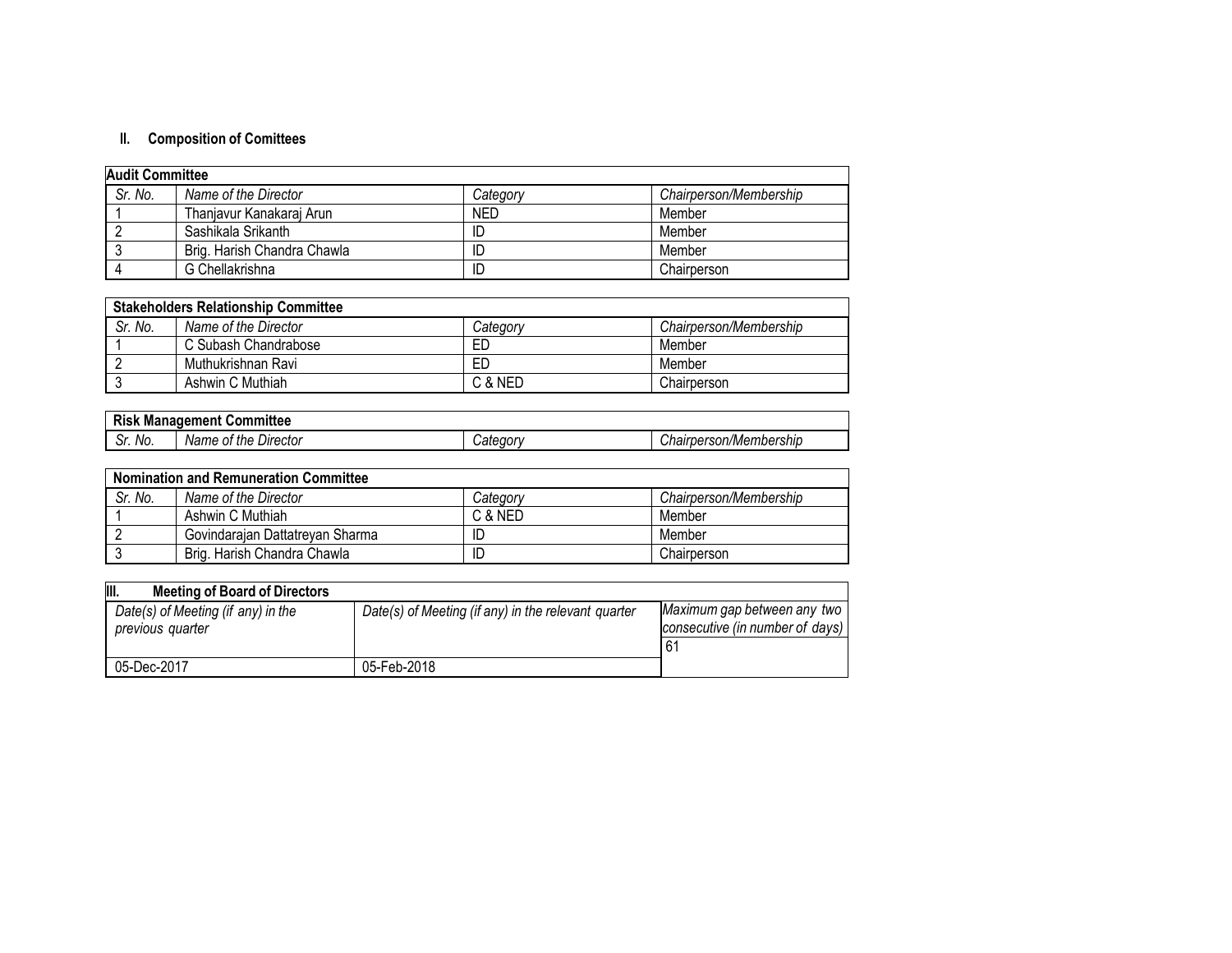## II. Composition of Comittees

| Audit Committee | | | |
|---|---|---|---|
| *Sr. No.* | *Name of the Director* | *Category* | *Chairperson/Membership* |
| 1 | Thanjavur Kanakaraj Arun | NED | Member |
| 2 | Sashikala Srikanth | ID | Member |
| 3 | Brig. Harish Chandra Chawla | ID | Member |
| 4 | G Chellakrishna | ID | Chairperson |

| Stakeholders Relationship Committee | | | |
|---|---|---|---|
| *Sr. No.* | *Name of the Director* | *Category* | *Chairperson/Membership* |
| 1 | C Subash Chandrabose | ED | Member |
| 2 | Muthukrishnan Ravi | ED | Member |
| 3 | Ashwin C Muthiah | C & NED | Chairperson |

| Risk Management Committee | | | |
|---|---|---|---|
| *Sr. No.* | *Name of the Director* | *Category* | *Chairperson/Membership* |

| Nomination and Remuneration Committee | | | |
|---|---|---|---|
| *Sr. No.* | *Name of the Director* | *Category* | *Chairperson/Membership* |
| 1 | Ashwin C Muthiah | C & NED | Member |
| 2 | Govindarajan Dattatreyan Sharma | ID | Member |
| 3 | Brig. Harish Chandra Chawla | ID | Chairperson |

## III. Meeting of Board of Directors

| *Date(s) of Meeting (if any) in the previous quarter* | *Date(s) of Meeting (if any) in the relevant quarter* | *Maximum gap between any two consecutive (in number of days)* |
|---|---|---|
| 05-Dec-2017 | 05-Feb-2018 | 61 |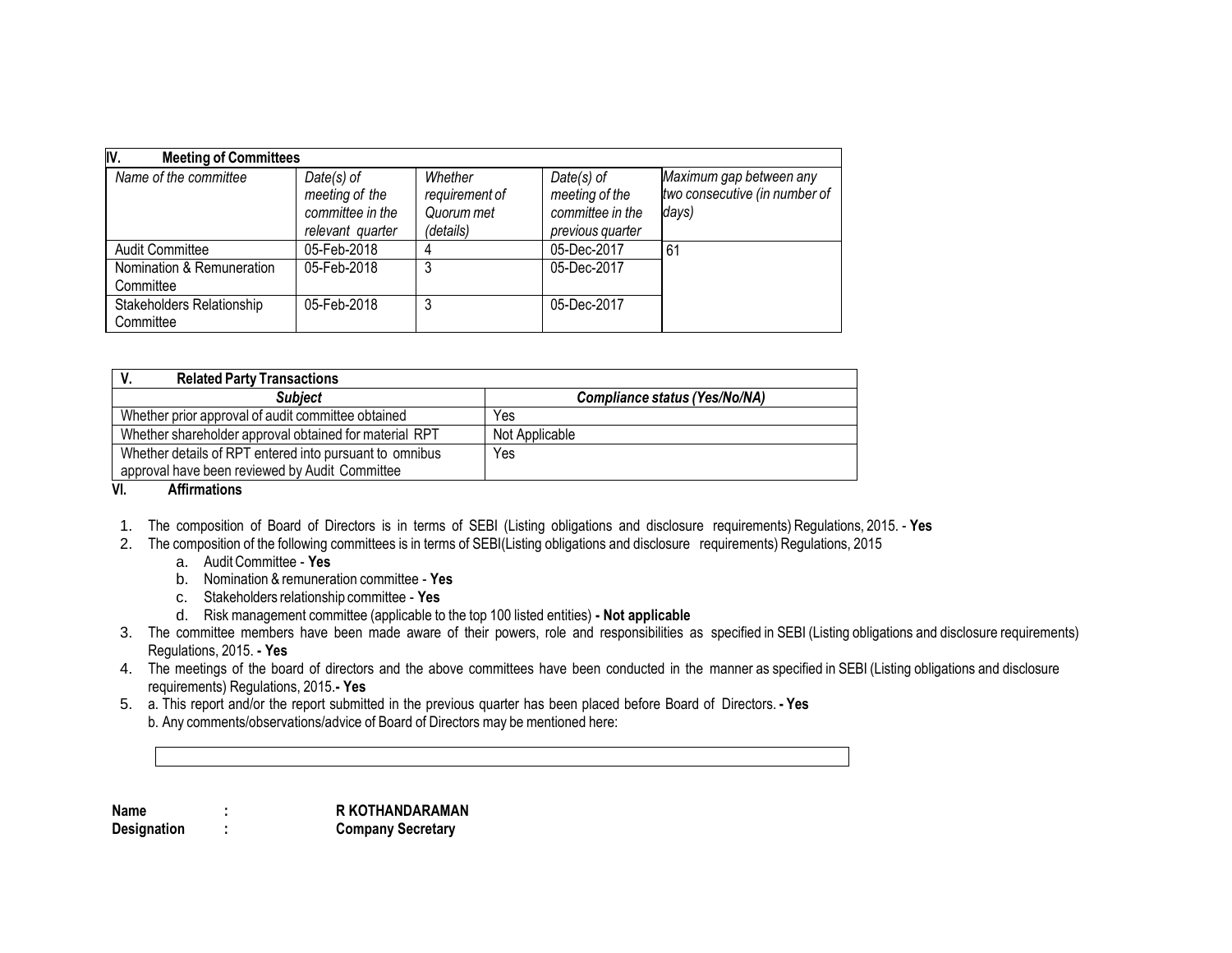| IV. Meeting of Committees | | | | |
|---|---|---|---|---|
| *Name of the committee* | *Date(s) of meeting of the committee in the relevant quarter* | *Whether requirement of Quorum met (details)* | *Date(s) of meeting of the committee in the previous quarter* | *Maximum gap between any two consecutive (in number of days)* |
| Audit Committee | 05-Feb-2018 | 4 | 05-Dec-2017 | 61 |
| Nomination & Remuneration Committee | 05-Feb-2018 | 3 | 05-Dec-2017 | |
| Stakeholders Relationship Committee | 05-Feb-2018 | 3 | 05-Dec-2017 | |

| V. Related Party Transactions | |
|---|---|
| ***Subject*** | ***Compliance status (Yes/No/NA)*** |
| Whether prior approval of audit committee obtained | Yes |
| Whether shareholder approval obtained for material RPT | Not Applicable |
| Whether details of RPT entered into pursuant to omnibus approval have been reviewed by Audit Committee | Yes |

**VI. Affirmations**

1. The composition of Board of Directors is in terms of SEBI (Listing obligations and disclosure requirements) Regulations, 2015. - **Yes**
2. The composition of the following committees is in terms of SEBI(Listing obligations and disclosure requirements) Regulations, 2015
   a. Audit Committee - **Yes**
   b. Nomination & remuneration committee - **Yes**
   c. Stakeholders relationship committee - **Yes**
   d. Risk management committee (applicable to the top 100 listed entities) **- Not applicable**
3. The committee members have been made aware of their powers, role and responsibilities as specified in SEBI (Listing obligations and disclosure requirements) Regulations, 2015. **- Yes**
4. The meetings of the board of directors and the above committees have been conducted in the manner as specified in SEBI (Listing obligations and disclosure requirements) Regulations, 2015.**- Yes**
5. a. This report and/or the report submitted in the previous quarter has been placed before Board of Directors. **- Yes**
   b. Any comments/observations/advice of Board of Directors may be mentioned here:

**Name** : **R KOTHANDARAMAN**
**Designation** : **Company Secretary**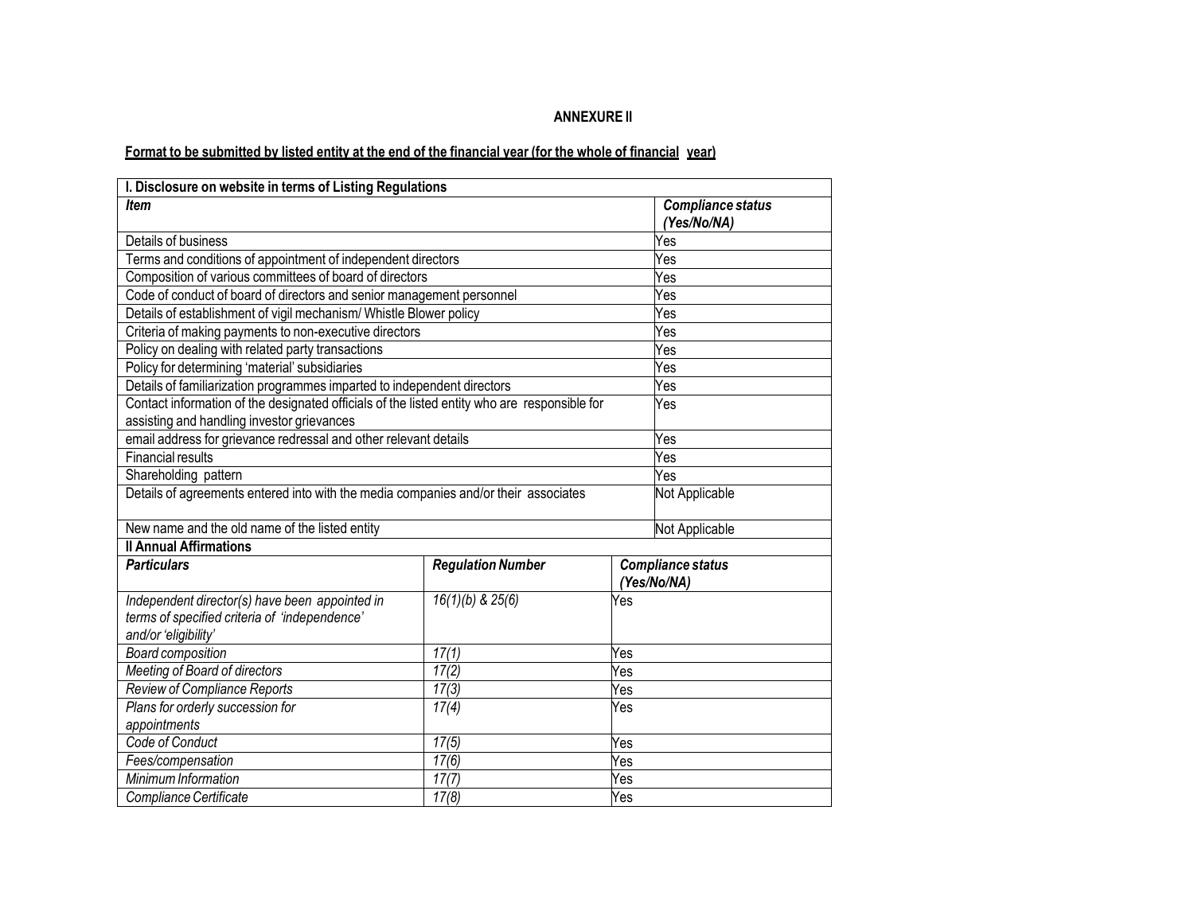**ANNEXURE II**

**Format to be submitted by listed entity at the end of the financial year (for the whole of financial year)**

| I. Disclosure on website in terms of Listing Regulations | | |
|---|---|---|
| ***Item*** | | ***Compliance status (Yes/No/NA)*** |
| Details of business | | Yes |
| Terms and conditions of appointment of independent directors | | Yes |
| Composition of various committees of board of directors | | Yes |
| Code of conduct of board of directors and senior management personnel | | Yes |
| Details of establishment of vigil mechanism/ Whistle Blower policy | | Yes |
| Criteria of making payments to non-executive directors | | Yes |
| Policy on dealing with related party transactions | | Yes |
| Policy for determining 'material' subsidiaries | | Yes |
| Details of familiarization programmes imparted to independent directors | | Yes |
| Contact information of the designated officials of the listed entity who are responsible for assisting and handling investor grievances | | Yes |
| email address for grievance redressal and other relevant details | | Yes |
| Financial results | | Yes |
| Shareholding pattern | | Yes |
| Details of agreements entered into with the media companies and/or their associates | | Not Applicable |
| New name and the old name of the listed entity | | Not Applicable |
| **II Annual Affirmations** | | |
| ***Particulars*** | ***Regulation Number*** | ***Compliance status (Yes/No/NA)*** |
| *Independent director(s) have been appointed in terms of specified criteria of 'independence' and/or 'eligibility'* | *16(1)(b) & 25(6)* | Yes |
| *Board composition* | *17(1)* | Yes |
| *Meeting of Board of directors* | *17(2)* | Yes |
| *Review of Compliance Reports* | *17(3)* | Yes |
| *Plans for orderly succession for appointments* | *17(4)* | Yes |
| *Code of Conduct* | *17(5)* | Yes |
| *Fees/compensation* | *17(6)* | Yes |
| *Minimum Information* | *17(7)* | Yes |
| *Compliance Certificate* | *17(8)* | Yes |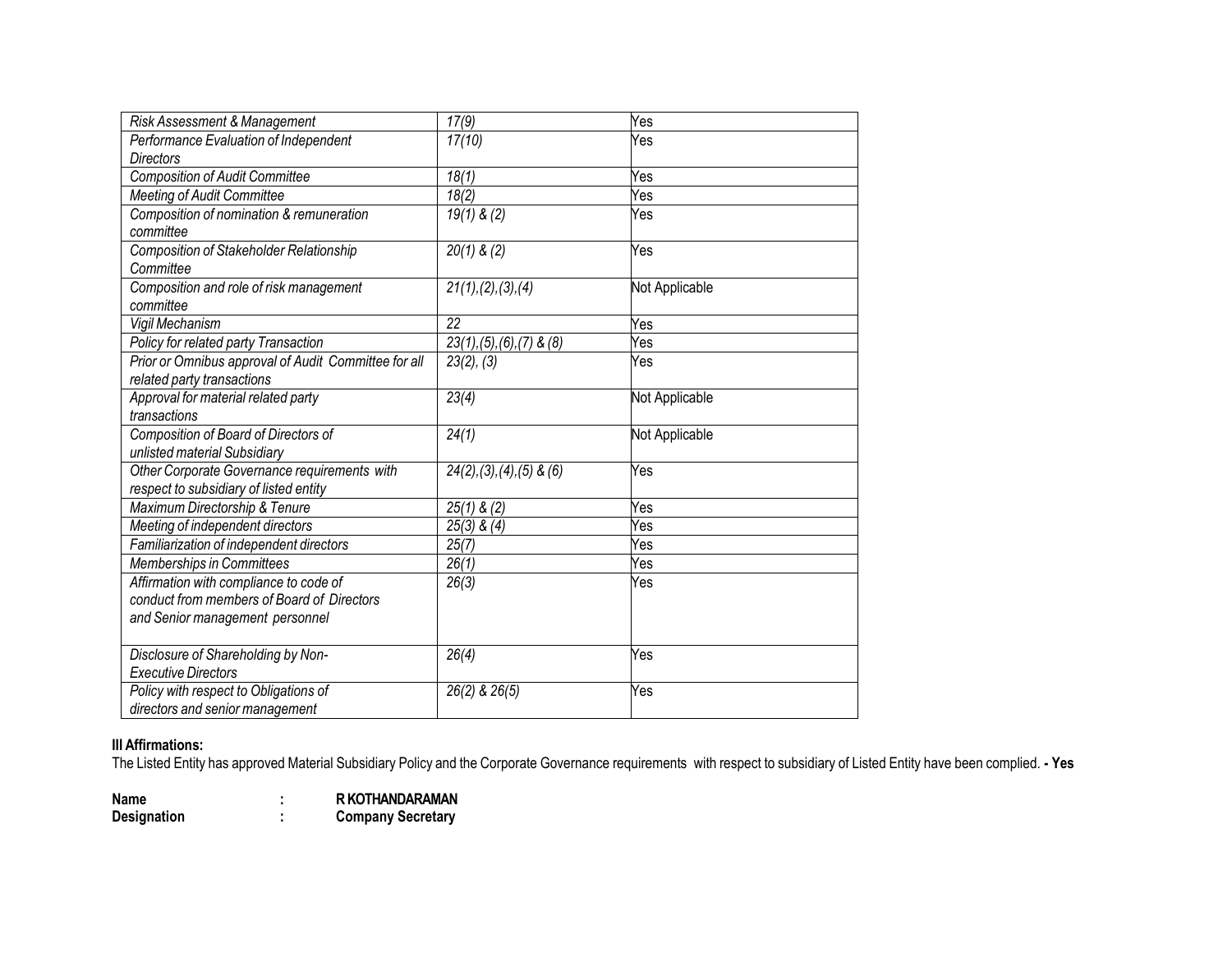| | | |
|---|---|---|
| *Risk Assessment & Management* | *17(9)* | Yes |
| *Performance Evaluation of Independent Directors* | *17(10)* | Yes |
| *Composition of Audit Committee* | *18(1)* | Yes |
| *Meeting of Audit Committee* | *18(2)* | Yes |
| *Composition of nomination & remuneration committee* | *19(1) & (2)* | Yes |
| *Composition of Stakeholder Relationship Committee* | *20(1) & (2)* | Yes |
| *Composition and role of risk management committee* | *21(1),(2),(3),(4)* | Not Applicable |
| *Vigil Mechanism* | *22* | Yes |
| *Policy for related party Transaction* | *23(1),(5),(6),(7) & (8)* | Yes |
| *Prior or Omnibus approval of Audit Committee for all related party transactions* | *23(2), (3)* | Yes |
| *Approval for material related party transactions* | *23(4)* | Not Applicable |
| *Composition of Board of Directors of unlisted material Subsidiary* | *24(1)* | Not Applicable |
| *Other Corporate Governance requirements with respect to subsidiary of listed entity* | *24(2),(3),(4),(5) & (6)* | Yes |
| *Maximum Directorship & Tenure* | *25(1) & (2)* | Yes |
| *Meeting of independent directors* | *25(3) & (4)* | Yes |
| *Familiarization of independent directors* | *25(7)* | Yes |
| *Memberships in Committees* | *26(1)* | Yes |
| *Affirmation with compliance to code of conduct from members of Board of Directors and Senior management personnel* | *26(3)* | Yes |
| *Disclosure of Shareholding by Non-Executive Directors* | *26(4)* | Yes |
| *Policy with respect to Obligations of directors and senior management* | *26(2) & 26(5)* | Yes |

**III Affirmations:**

The Listed Entity has approved Material Subsidiary Policy and the Corporate Governance requirements with respect to subsidiary of Listed Entity have been complied. **- Yes**

**Name : R KOTHANDARAMAN**
**Designation : Company Secretary**